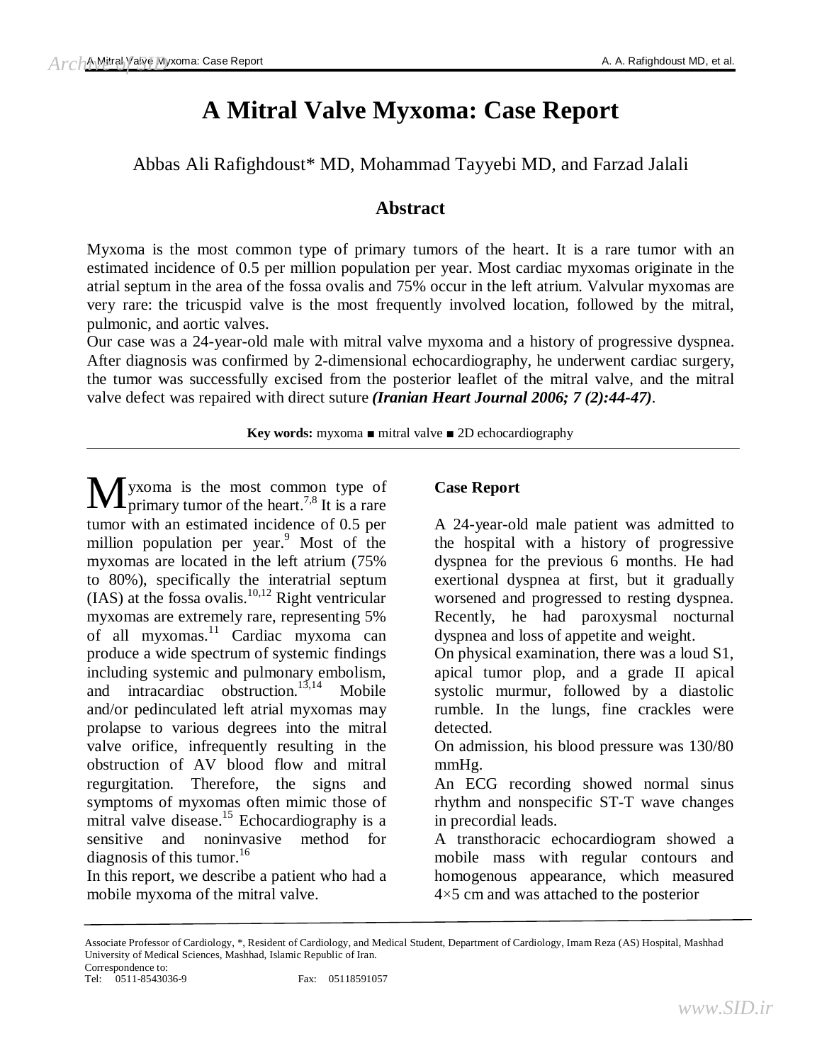# A Mitral Valve Myxoma: Case Report

Abbas Ali Rafighdoust* MD, Mohammad Tayyebi MD, and Farzad Jalali

## Abstract

Myxoma is the most common type of primary tumors of the heart. It is a rare tumor with an estimated incidence of 0.5 per million population per year. Most cardiac myxomas originate in the atrial septum in the area of the fossa ovalis and 75% occur in the left atrium. Valvular myxomas are very rare: the tricuspid valve is the most frequently involved location, followed by the mitral, pulmonic, and aortic valves.

Our case was a 24-year-old male with mitral valve myxoma and a history of progressive dyspnea. After diagnosis was confirmed by 2-dimensional echocardiography, he underwent cardiac surgery, the tumor was successfully excised from the posterior leaflet of the mitral valve, and the mitral valve defect was repaired with direct suture ***(Iranian Heart Journal 2006; 7 (2):44-47)***.

**Key words:** myxoma ■ mitral valve ■ 2D echocardiography

---

Myxoma is the most common type of primary tumor of the heart.[7,8] It is a rare tumor with an estimated incidence of 0.5 per million population per year.[9] Most of the myxomas are located in the left atrium (75% to 80%), specifically the interatrial septum (IAS) at the fossa ovalis.[10,12] Right ventricular myxomas are extremely rare, representing 5% of all myxomas.[11] Cardiac myxoma can produce a wide spectrum of systemic findings including systemic and pulmonary embolism, and intracardiac obstruction.[13,14] Mobile and/or pedinculated left atrial myxomas may prolapse to various degrees into the mitral valve orifice, infrequently resulting in the obstruction of AV blood flow and mitral regurgitation. Therefore, the signs and symptoms of myxomas often mimic those of mitral valve disease.[15] Echocardiography is a sensitive and noninvasive method for diagnosis of this tumor.[16]

In this report, we describe a patient who had a mobile myxoma of the mitral valve.

### Case Report

A 24-year-old male patient was admitted to the hospital with a history of progressive dyspnea for the previous 6 months. He had exertional dyspnea at first, but it gradually worsened and progressed to resting dyspnea. Recently, he had paroxysmal nocturnal dyspnea and loss of appetite and weight.

On physical examination, there was a loud S1, apical tumor plop, and a grade II apical systolic murmur, followed by a diastolic rumble. In the lungs, fine crackles were detected.

On admission, his blood pressure was 130/80 mmHg.

An ECG recording showed normal sinus rhythm and nonspecific ST-T wave changes in precordial leads.

A transthoracic echocardiogram showed a mobile mass with regular contours and homogenous appearance, which measured 4×5 cm and was attached to the posterior

---

Associate Professor of Cardiology, *, Resident of Cardiology, and Medical Student, Department of Cardiology, Imam Reza (AS) Hospital, Mashhad University of Medical Sciences, Mashhad, Islamic Republic of Iran.

Correspondence to:

Tel: 0511-8543036-9 Fax: 05118591057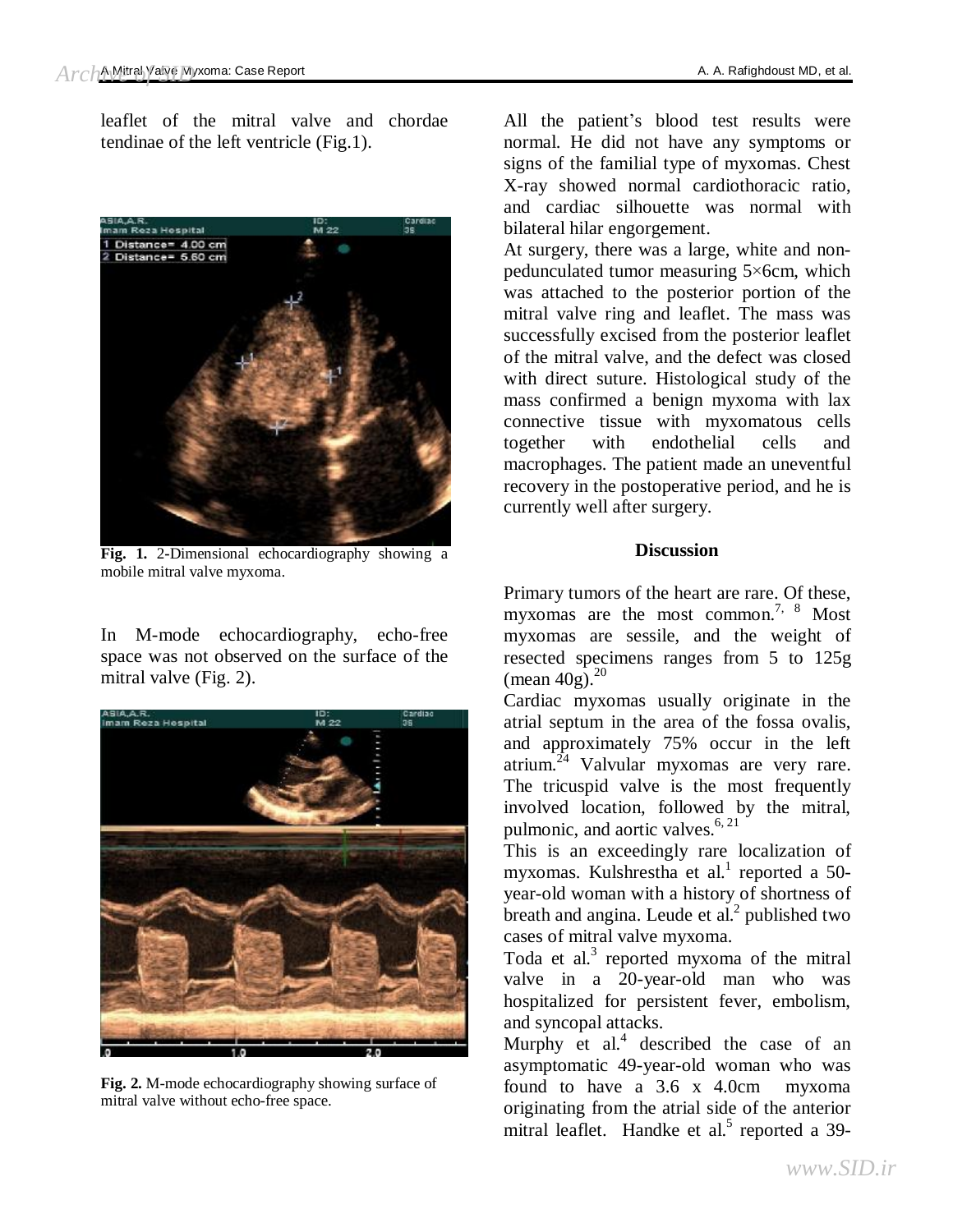leaflet of the mitral valve and chordae tendinae of the left ventricle (Fig.1).

**Fig. 1.** 2-Dimensional echocardiography showing a mobile mitral valve myxoma.

In M-mode echocardiography, echo-free space was not observed on the surface of the mitral valve (Fig. 2).

**Fig. 2.** M-mode echocardiography showing surface of mitral valve without echo-free space.

All the patient's blood test results were normal. He did not have any symptoms or signs of the familial type of myxomas. Chest X-ray showed normal cardiothoracic ratio, and cardiac silhouette was normal with bilateral hilar engorgement.

At surgery, there was a large, white and non-pedunculated tumor measuring 5×6cm, which was attached to the posterior portion of the mitral valve ring and leaflet. The mass was successfully excised from the posterior leaflet of the mitral valve, and the defect was closed with direct suture. Histological study of the mass confirmed a benign myxoma with lax connective tissue with myxomatous cells together with endothelial cells and macrophages. The patient made an uneventful recovery in the postoperative period, and he is currently well after surgery.

## Discussion

Primary tumors of the heart are rare. Of these, myxomas are the most common.[7, 8] Most myxomas are sessile, and the weight of resected specimens ranges from 5 to 125g (mean 40g).[20]

Cardiac myxomas usually originate in the atrial septum in the area of the fossa ovalis, and approximately 75% occur in the left atrium.[24] Valvular myxomas are very rare. The tricuspid valve is the most frequently involved location, followed by the mitral, pulmonic, and aortic valves.[6, 21]

This is an exceedingly rare localization of myxomas. Kulshrestha et al.[1] reported a 50-year-old woman with a history of shortness of breath and angina. Leude et al.[2] published two cases of mitral valve myxoma.

Toda et al.[3] reported myxoma of the mitral valve in a 20-year-old man who was hospitalized for persistent fever, embolism, and syncopal attacks.

Murphy et al.[4] described the case of an asymptomatic 49-year-old woman who was found to have a 3.6 x 4.0cm myxoma originating from the atrial side of the anterior mitral leaflet. Handke et al.[5] reported a 39-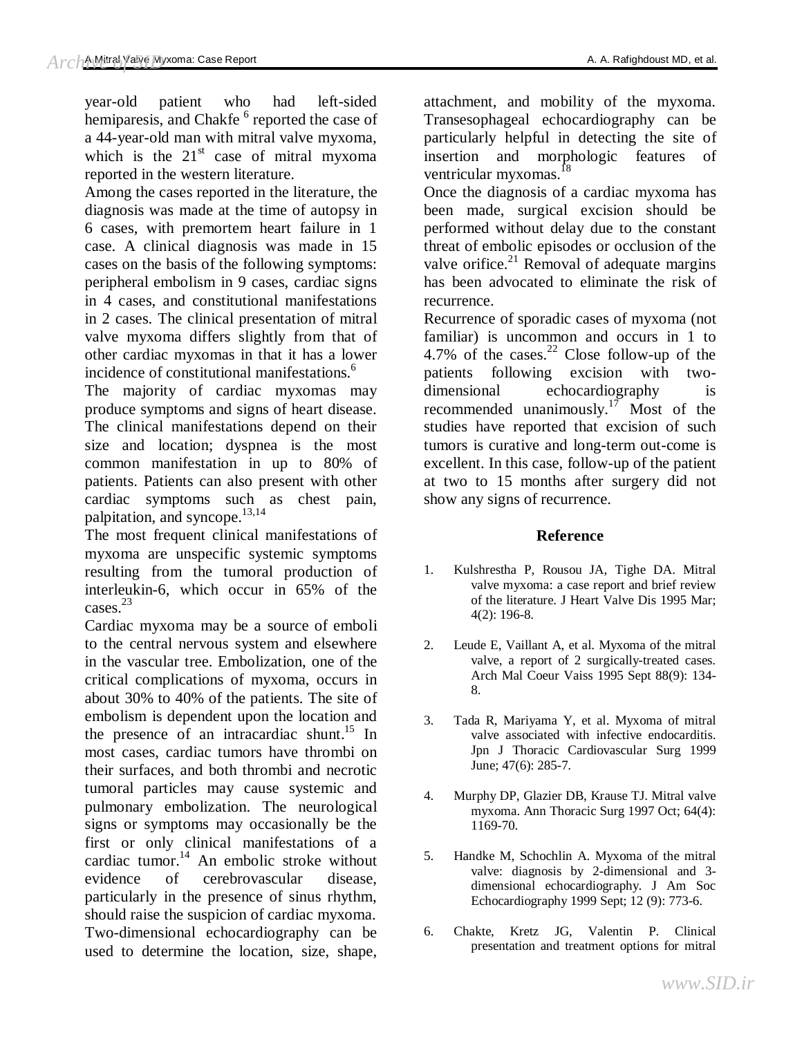year-old patient who had left-sided hemiparesis, and Chakfe [6] reported the case of a 44-year-old man with mitral valve myxoma, which is the 21st case of mitral myxoma reported in the western literature.

Among the cases reported in the literature, the diagnosis was made at the time of autopsy in 6 cases, with premortem heart failure in 1 case. A clinical diagnosis was made in 15 cases on the basis of the following symptoms: peripheral embolism in 9 cases, cardiac signs in 4 cases, and constitutional manifestations in 2 cases. The clinical presentation of mitral valve myxoma differs slightly from that of other cardiac myxomas in that it has a lower incidence of constitutional manifestations.[6]

The majority of cardiac myxomas may produce symptoms and signs of heart disease. The clinical manifestations depend on their size and location; dyspnea is the most common manifestation in up to 80% of patients. Patients can also present with other cardiac symptoms such as chest pain, palpitation, and syncope.[13,14]

The most frequent clinical manifestations of myxoma are unspecific systemic symptoms resulting from the tumoral production of interleukin-6, which occur in 65% of the cases.[23]

Cardiac myxoma may be a source of emboli to the central nervous system and elsewhere in the vascular tree. Embolization, one of the critical complications of myxoma, occurs in about 30% to 40% of the patients. The site of embolism is dependent upon the location and the presence of an intracardiac shunt.[15] In most cases, cardiac tumors have thrombi on their surfaces, and both thrombi and necrotic tumoral particles may cause systemic and pulmonary embolization. The neurological signs or symptoms may occasionally be the first or only clinical manifestations of a cardiac tumor.[14] An embolic stroke without evidence of cerebrovascular disease, particularly in the presence of sinus rhythm, should raise the suspicion of cardiac myxoma. Two-dimensional echocardiography can be used to determine the location, size, shape, attachment, and mobility of the myxoma. Transesophageal echocardiography can be particularly helpful in detecting the site of insertion and morphologic features of ventricular myxomas.[18]

Once the diagnosis of a cardiac myxoma has been made, surgical excision should be performed without delay due to the constant threat of embolic episodes or occlusion of the valve orifice.[21] Removal of adequate margins has been advocated to eliminate the risk of recurrence.

Recurrence of sporadic cases of myxoma (not familiar) is uncommon and occurs in 1 to 4.7% of the cases.[22] Close follow-up of the patients following excision with two-dimensional echocardiography is recommended unanimously.[17] Most of the studies have reported that excision of such tumors is curative and long-term out-come is excellent. In this case, follow-up of the patient at two to 15 months after surgery did not show any signs of recurrence.

## Reference

1. Kulshrestha P, Rousou JA, Tighe DA. Mitral valve myxoma: a case report and brief review of the literature. J Heart Valve Dis 1995 Mar; 4(2): 196-8.
2. Leude E, Vaillant A, et al. Myxoma of the mitral valve, a report of 2 surgically-treated cases. Arch Mal Coeur Vaiss 1995 Sept 88(9): 134-8.
3. Tada R, Mariyama Y, et al. Myxoma of mitral valve associated with infective endocarditis. Jpn J Thoracic Cardiovascular Surg 1999 June; 47(6): 285-7.
4. Murphy DP, Glazier DB, Krause TJ. Mitral valve myxoma. Ann Thoracic Surg 1997 Oct; 64(4): 1169-70.
5. Handke M, Schochlin A. Myxoma of the mitral valve: diagnosis by 2-dimensional and 3-dimensional echocardiography. J Am Soc Echocardiography 1999 Sept; 12 (9): 773-6.
6. Chakte, Kretz JG, Valentin P. Clinical presentation and treatment options for mitral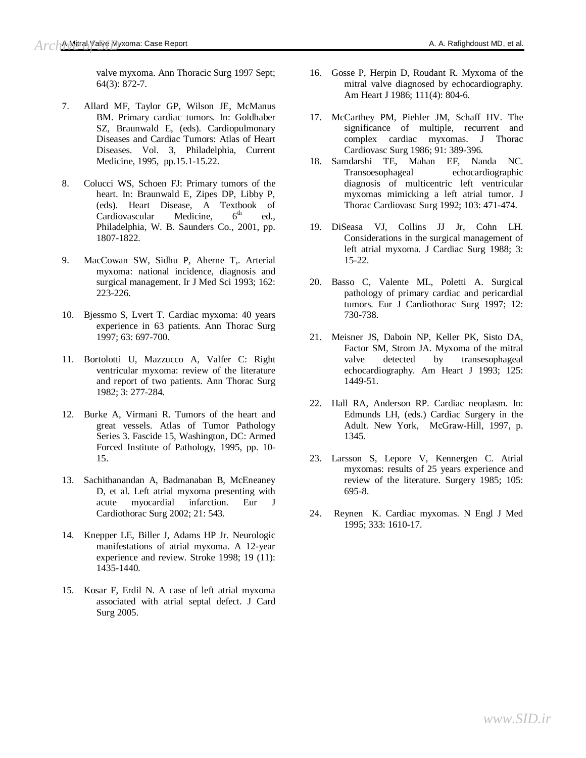valve myxoma. Ann Thoracic Surg 1997 Sept; 64(3): 872-7.

7. Allard MF, Taylor GP, Wilson JE, McManus BM. Primary cardiac tumors. In: Goldhaber SZ, Braunwald E, (eds). Cardiopulmonary Diseases and Cardiac Tumors: Atlas of Heart Diseases. Vol. 3, Philadelphia, Current Medicine, 1995, pp.15.1-15.22.

8. Colucci WS, Schoen FJ: Primary tumors of the heart. In: Braunwald E, Zipes DP, Libby P, (eds). Heart Disease, A Textbook of Cardiovascular Medicine, 6th ed., Philadelphia, W. B. Saunders Co., 2001, pp. 1807-1822.

9. MacCowan SW, Sidhu P, Aherne T,. Arterial myxoma: national incidence, diagnosis and surgical management. Ir J Med Sci 1993; 162: 223-226.

10. Bjessmo S, Lvert T. Cardiac myxoma: 40 years experience in 63 patients. Ann Thorac Surg 1997; 63: 697-700.

11. Bortolotti U, Mazzucco A, Valfer C: Right ventricular myxoma: review of the literature and report of two patients. Ann Thorac Surg 1982; 3: 277-284.

12. Burke A, Virmani R. Tumors of the heart and great vessels. Atlas of Tumor Pathology Series 3. Fascide 15, Washington, DC: Armed Forced Institute of Pathology, 1995, pp. 10-15.

13. Sachithanandan A, Badmanaban B, McEneaney D, et al. Left atrial myxoma presenting with acute myocardial infarction. Eur J Cardiothorac Surg 2002; 21: 543.

14. Knepper LE, Biller J, Adams HP Jr. Neurologic manifestations of atrial myxoma. A 12-year experience and review. Stroke 1998; 19 (11): 1435-1440.

15. Kosar F, Erdil N. A case of left atrial myxoma associated with atrial septal defect. J Card Surg 2005.

16. Gosse P, Herpin D, Roudant R. Myxoma of the mitral valve diagnosed by echocardiography. Am Heart J 1986; 111(4): 804-6.

17. McCarthey PM, Piehler JM, Schaff HV. The significance of multiple, recurrent and complex cardiac myxomas. J Thorac Cardiovasc Surg 1986; 91: 389-396.

18. Samdarshi TE, Mahan EF, Nanda NC. Transoesophageal echocardiographic diagnosis of multicentric left ventricular myxomas mimicking a left atrial tumor. J Thorac Cardiovasc Surg 1992; 103: 471-474.

19. DiSeasa VJ, Collins JJ Jr, Cohn LH. Considerations in the surgical management of left atrial myxoma. J Cardiac Surg 1988; 3: 15-22.

20. Basso C, Valente ML, Poletti A. Surgical pathology of primary cardiac and pericardial tumors. Eur J Cardiothorac Surg 1997; 12: 730-738.

21. Meisner JS, Daboin NP, Keller PK, Sisto DA, Factor SM, Strom JA. Myxoma of the mitral valve detected by transesophageal echocardiography. Am Heart J 1993; 125: 1449-51.

22. Hall RA, Anderson RP. Cardiac neoplasm. In: Edmunds LH, (eds.) Cardiac Surgery in the Adult. New York, McGraw-Hill, 1997, p. 1345.

23. Larsson S, Lepore V, Kennergen C. Atrial myxomas: results of 25 years experience and review of the literature. Surgery 1985; 105: 695-8.

24. Reynen K. Cardiac myxomas. N Engl J Med 1995; 333: 1610-17.